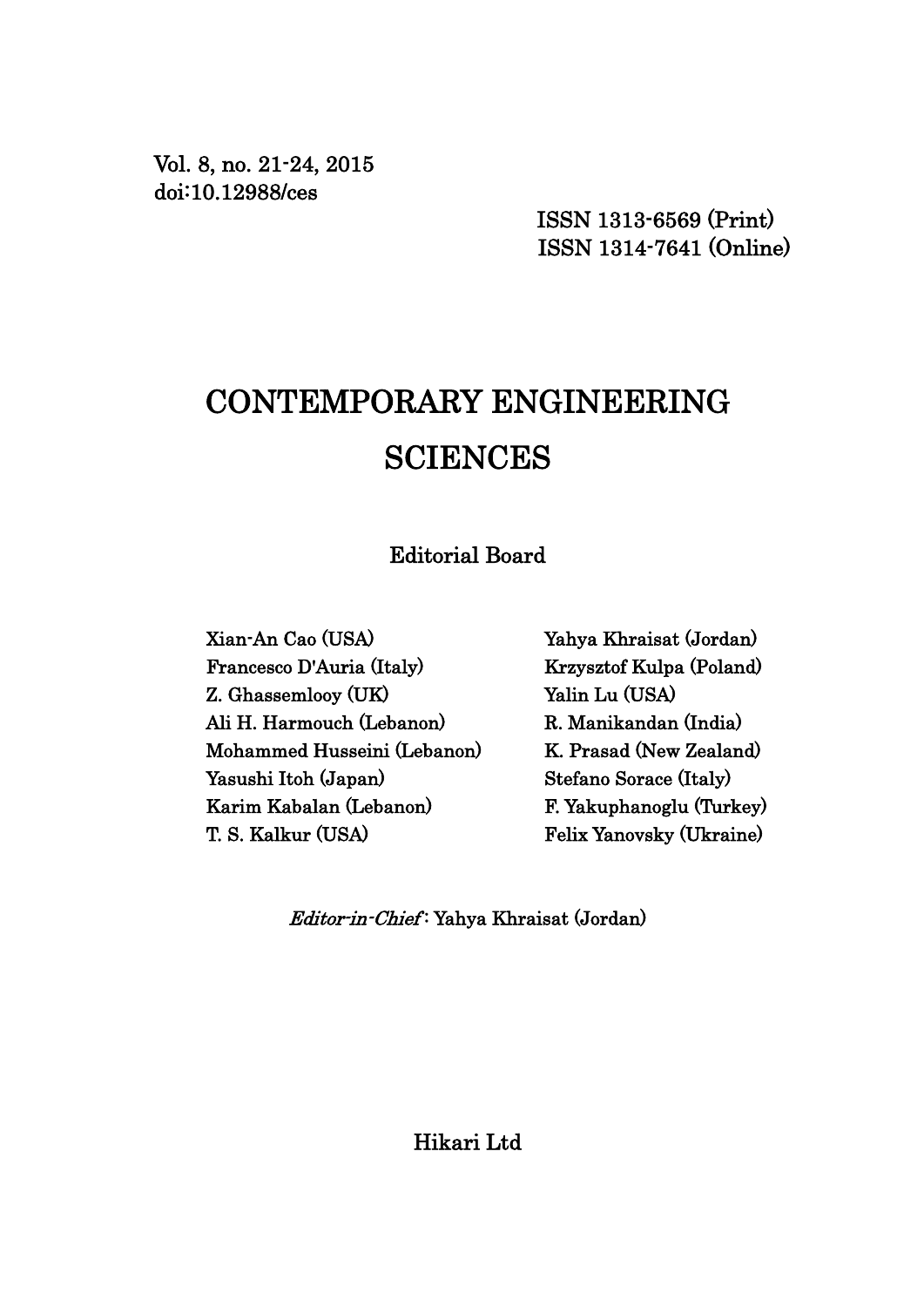Vol. 8, no. 21-24, 2015
doi:10.12988/ces

ISSN 1313-6569 (Print)
ISSN 1314-7641 (Online)

# CONTEMPORARY ENGINEERING SCIENCES

## Editorial Board

Xian-An Cao (USA)
Francesco D'Auria (Italy)
Z. Ghassemlooy (UK)
Ali H. Harmouch (Lebanon)
Mohammed Husseini (Lebanon)
Yasushi Itoh (Japan)
Karim Kabalan (Lebanon)
T. S. Kalkur (USA)
Yahya Khraisat (Jordan)
Krzysztof Kulpa (Poland)
Yalin Lu (USA)
R. Manikandan (India)
K. Prasad (New Zealand)
Stefano Sorace (Italy)
F. Yakuphanoglu (Turkey)
Felix Yanovsky (Ukraine)

*Editor-in-Chief*: Yahya Khraisat (Jordan)

Hikari Ltd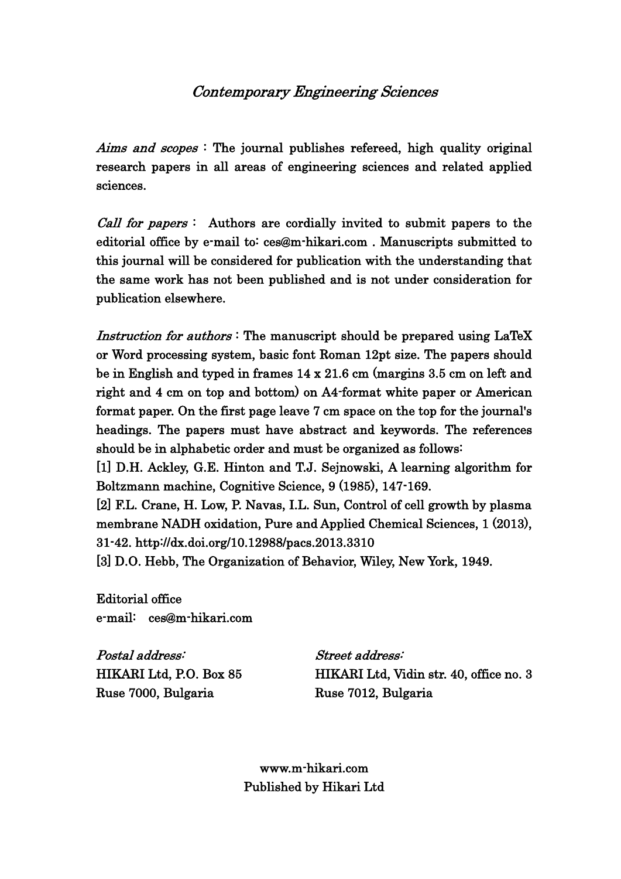# *Contemporary Engineering Sciences*

*Aims and scopes* : The journal publishes refereed, high quality original research papers in all areas of engineering sciences and related applied sciences.

*Call for papers* : Authors are cordially invited to submit papers to the editorial office by e-mail to: ces@m-hikari.com . Manuscripts submitted to this journal will be considered for publication with the understanding that the same work has not been published and is not under consideration for publication elsewhere.

*Instruction for authors* : The manuscript should be prepared using LaTeX or Word processing system, basic font Roman 12pt size. The papers should be in English and typed in frames 14 x 21.6 cm (margins 3.5 cm on left and right and 4 cm on top and bottom) on A4-format white paper or American format paper. On the first page leave 7 cm space on the top for the journal's headings. The papers must have abstract and keywords. The references should be in alphabetic order and must be organized as follows:

[1] D.H. Ackley, G.E. Hinton and T.J. Sejnowski, A learning algorithm for Boltzmann machine, Cognitive Science, 9 (1985), 147-169.

[2] F.L. Crane, H. Low, P. Navas, I.L. Sun, Control of cell growth by plasma membrane NADH oxidation, Pure and Applied Chemical Sciences, 1 (2013), 31-42. http://dx.doi.org/10.12988/pacs.2013.3310

[3] D.O. Hebb, The Organization of Behavior, Wiley, New York, 1949.

Editorial office
e-mail: ces@m-hikari.com

*Postal address:*
HIKARI Ltd, P.O. Box 85
Ruse 7000, Bulgaria

*Street address:*
HIKARI Ltd, Vidin str. 40, office no. 3
Ruse 7012, Bulgaria

www.m-hikari.com
Published by Hikari Ltd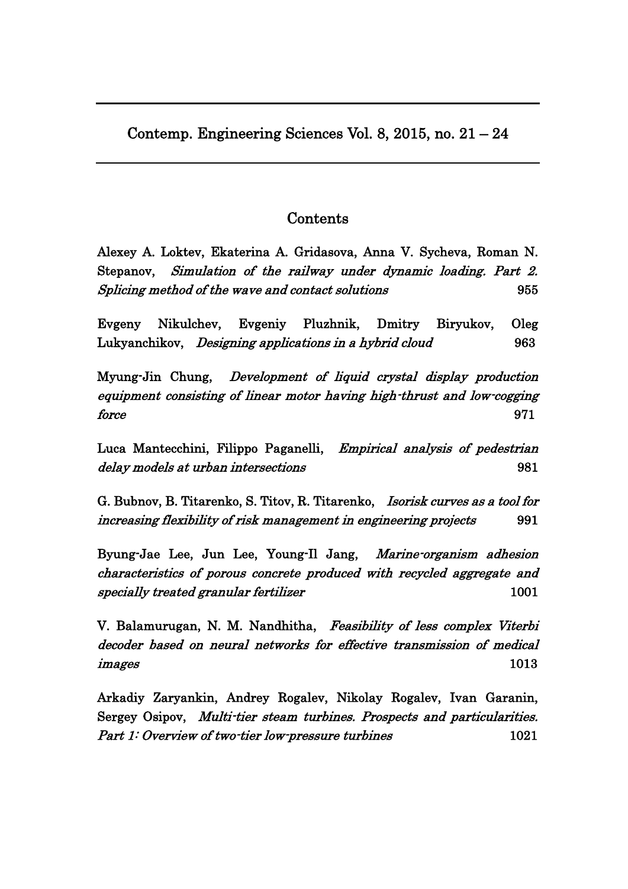Contemp. Engineering Sciences Vol. 8, 2015, no. 21 – 24

## Contents

Alexey A. Loktev, Ekaterina A. Gridasova, Anna V. Sycheva, Roman N. Stepanov, *Simulation of the railway under dynamic loading. Part 2. Splicing method of the wave and contact solutions* 955

Evgeny Nikulchev, Evgeniy Pluzhnik, Dmitry Biryukov, Oleg Lukyanchikov, *Designing applications in a hybrid cloud* 963

Myung-Jin Chung, *Development of liquid crystal display production equipment consisting of linear motor having high-thrust and low-cogging force* 971

Luca Mantecchini, Filippo Paganelli, *Empirical analysis of pedestrian delay models at urban intersections* 981

G. Bubnov, B. Titarenko, S. Titov, R. Titarenko, *Isorisk curves as a tool for increasing flexibility of risk management in engineering projects* 991

Byung-Jae Lee, Jun Lee, Young-Il Jang, *Marine-organism adhesion characteristics of porous concrete produced with recycled aggregate and specially treated granular fertilizer* 1001

V. Balamurugan, N. M. Nandhitha, *Feasibility of less complex Viterbi decoder based on neural networks for effective transmission of medical images* 1013

Arkadiy Zaryankin, Andrey Rogalev, Nikolay Rogalev, Ivan Garanin, Sergey Osipov, *Multi-tier steam turbines. Prospects and particularities. Part 1: Overview of two-tier low-pressure turbines* 1021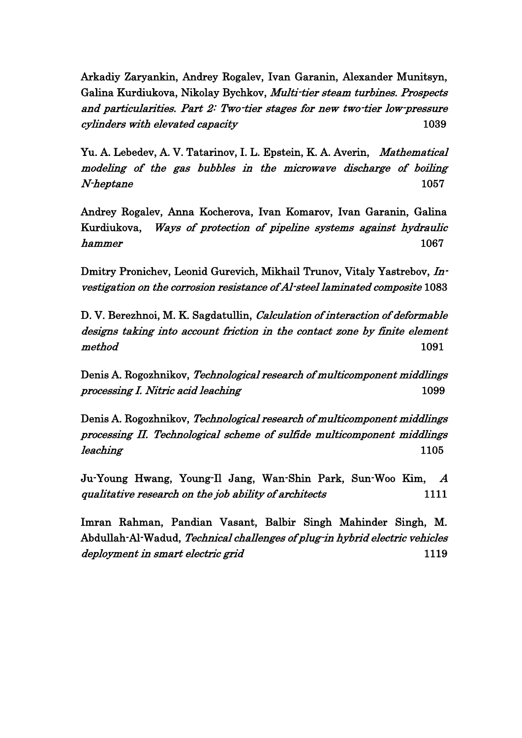Arkadiy Zaryankin, Andrey Rogalev, Ivan Garanin, Alexander Munitsyn, Galina Kurdiukova, Nikolay Bychkov, *Multi-tier steam turbines. Prospects and particularities. Part 2: Two-tier stages for new two-tier low-pressure cylinders with elevated capacity* 1039

Yu. A. Lebedev, A. V. Tatarinov, I. L. Epstein, K. A. Averin, *Mathematical modeling of the gas bubbles in the microwave discharge of boiling N-heptane* 1057

Andrey Rogalev, Anna Kocherova, Ivan Komarov, Ivan Garanin, Galina Kurdiukova, *Ways of protection of pipeline systems against hydraulic hammer* 1067

Dmitry Pronichev, Leonid Gurevich, Mikhail Trunov, Vitaly Yastrebov, *Investigation on the corrosion resistance of Al-steel laminated composite* 1083

D. V. Berezhnoi, M. K. Sagdatullin, *Calculation of interaction of deformable designs taking into account friction in the contact zone by finite element method* 1091

Denis A. Rogozhnikov, *Technological research of multicomponent middlings processing I. Nitric acid leaching* 1099

Denis A. Rogozhnikov, *Technological research of multicomponent middlings processing II. Technological scheme of sulfide multicomponent middlings leaching* 1105

Ju-Young Hwang, Young-Il Jang, Wan-Shin Park, Sun-Woo Kim, *A qualitative research on the job ability of architects* 1111

Imran Rahman, Pandian Vasant, Balbir Singh Mahinder Singh, M. Abdullah-Al-Wadud, *Technical challenges of plug-in hybrid electric vehicles deployment in smart electric grid* 1119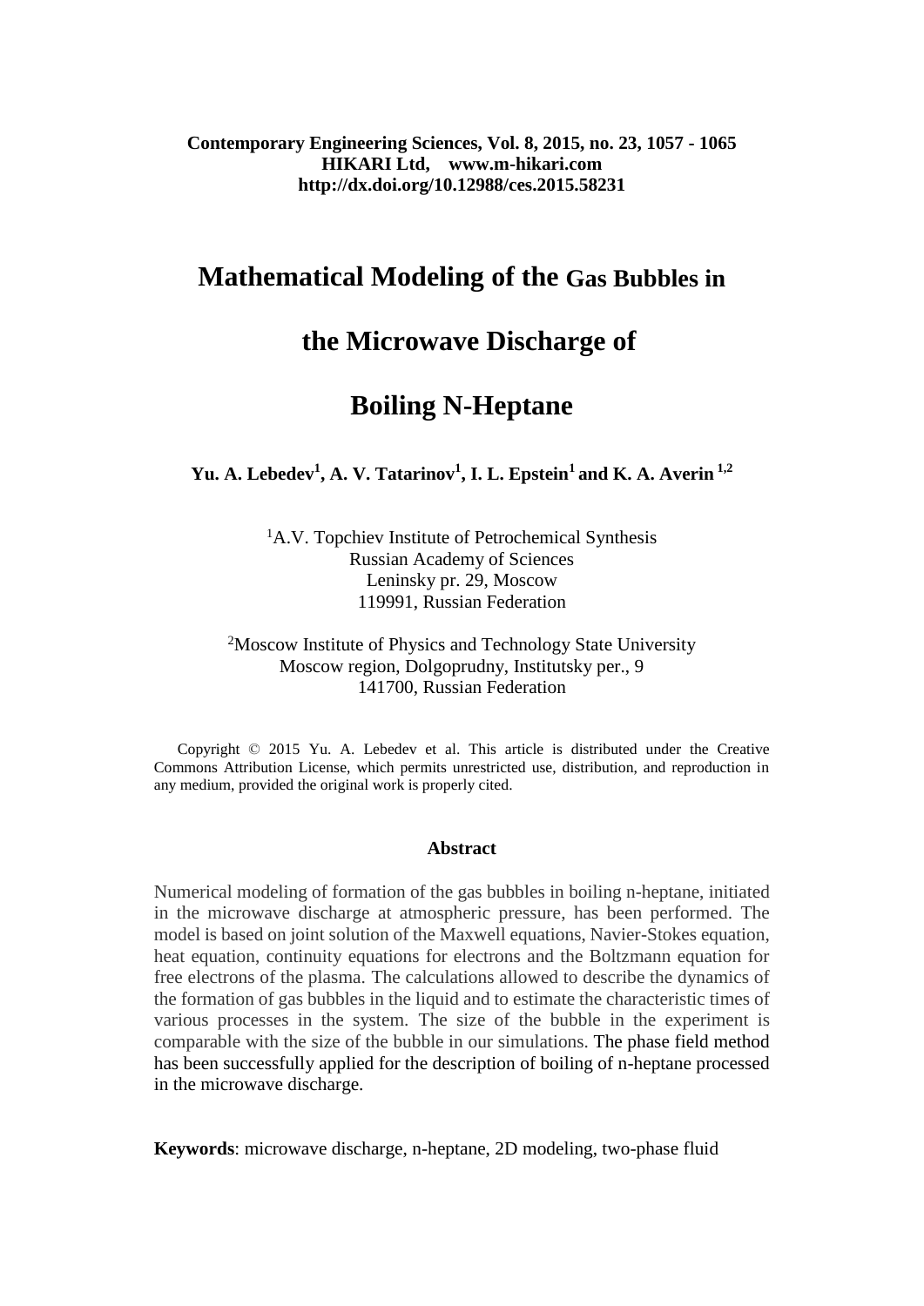# Mathematical Modeling of the Gas Bubbles in the Microwave Discharge of Boiling N-Heptane

**Yu. A. Lebedev[1], A. V. Tatarinov[1], I. L. Epstein[1] and K. A. Averin [1,2]**

[1]A.V. Topchiev Institute of Petrochemical Synthesis
Russian Academy of Sciences
Leninsky pr. 29, Moscow
119991, Russian Federation

[2]Moscow Institute of Physics and Technology State University
Moscow region, Dolgoprudny, Institutsky per., 9
141700, Russian Federation

Copyright © 2015 Yu. A. Lebedev et al. This article is distributed under the Creative Commons Attribution License, which permits unrestricted use, distribution, and reproduction in any medium, provided the original work is properly cited.

### Abstract

Numerical modeling of formation of the gas bubbles in boiling n-heptane, initiated in the microwave discharge at atmospheric pressure, has been performed. The model is based on joint solution of the Maxwell equations, Navier-Stokes equation, heat equation, continuity equations for electrons and the Boltzmann equation for free electrons of the plasma. The calculations allowed to describe the dynamics of the formation of gas bubbles in the liquid and to estimate the characteristic times of various processes in the system. The size of the bubble in the experiment is comparable with the size of the bubble in our simulations. The phase field method has been successfully applied for the description of boiling of n-heptane processed in the microwave discharge.

**Keywords**: microwave discharge, n-heptane, 2D modeling, two-phase fluid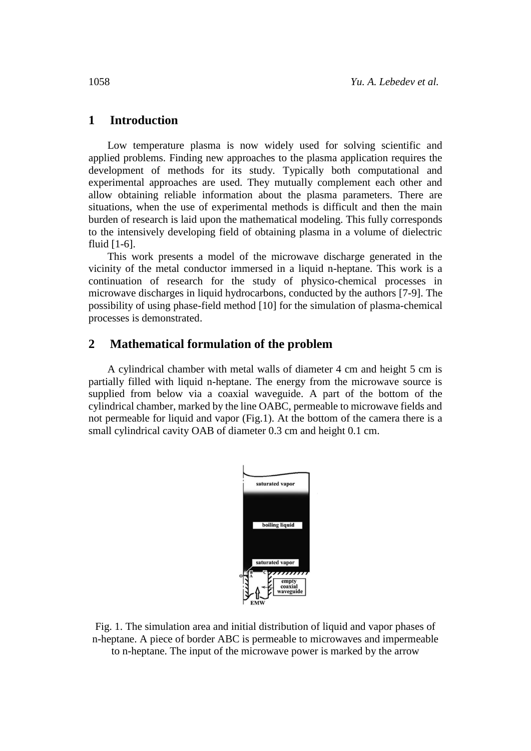## 1 Introduction

Low temperature plasma is now widely used for solving scientific and applied problems. Finding new approaches to the plasma application requires the development of methods for its study. Typically both computational and experimental approaches are used. They mutually complement each other and allow obtaining reliable information about the plasma parameters. There are situations, when the use of experimental methods is difficult and then the main burden of research is laid upon the mathematical modeling. This fully corresponds to the intensively developing field of obtaining plasma in a volume of dielectric fluid [1-6].

This work presents a model of the microwave discharge generated in the vicinity of the metal conductor immersed in a liquid n-heptane. This work is a continuation of research for the study of physico-chemical processes in microwave discharges in liquid hydrocarbons, conducted by the authors [7-9]. The possibility of using phase-field method [10] for the simulation of plasma-chemical processes is demonstrated.

## 2 Mathematical formulation of the problem

A cylindrical chamber with metal walls of diameter 4 cm and height 5 cm is partially filled with liquid n-heptane. The energy from the microwave source is supplied from below via a coaxial waveguide. A part of the bottom of the cylindrical chamber, marked by the line OABC, permeable to microwave fields and not permeable for liquid and vapor (Fig.1). At the bottom of the camera there is a small cylindrical cavity OAB of diameter 0.3 cm and height 0.1 cm.

Fig. 1. The simulation area and initial distribution of liquid and vapor phases of n-heptane. A piece of border ABC is permeable to microwaves and impermeable to n-heptane. The input of the microwave power is marked by the arrow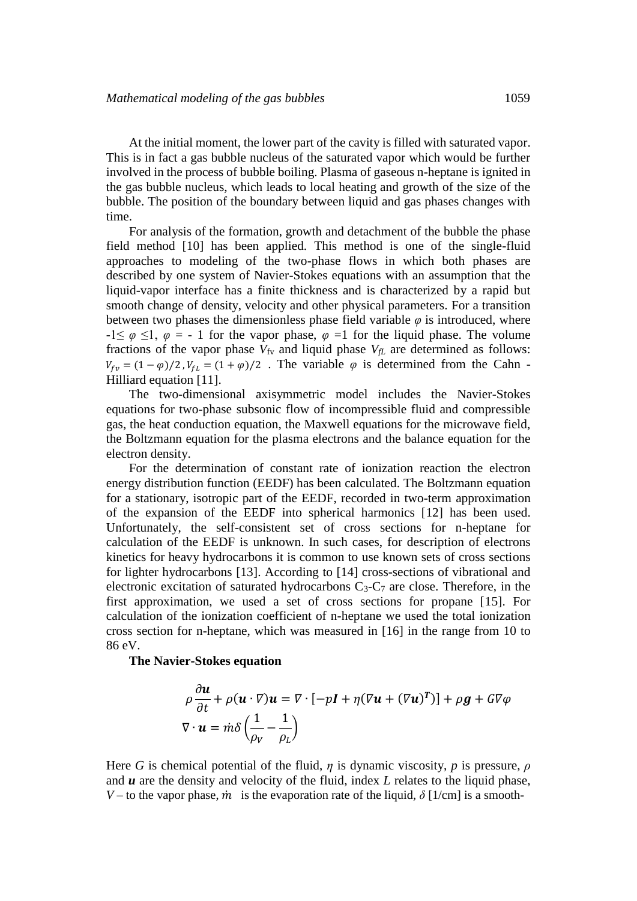At the initial moment, the lower part of the cavity is filled with saturated vapor. This is in fact a gas bubble nucleus of the saturated vapor which would be further involved in the process of bubble boiling. Plasma of gaseous n-heptane is ignited in the gas bubble nucleus, which leads to local heating and growth of the size of the bubble. The position of the boundary between liquid and gas phases changes with time.

For analysis of the formation, growth and detachment of the bubble the phase field method [10] has been applied. This method is one of the single-fluid approaches to modeling of the two-phase flows in which both phases are described by one system of Navier-Stokes equations with an assumption that the liquid-vapor interface has a finite thickness and is characterized by a rapid but smooth change of density, velocity and other physical parameters. For a transition between two phases the dimensionless phase field variable $\varphi$ is introduced, where $-1 \leq \varphi \leq 1$, $\varphi = -1$ for the vapor phase, $\varphi = 1$ for the liquid phase. The volume fractions of the vapor phase $V_{fv}$ and liquid phase $V_{fL}$ are determined as follows: $V_{fv} = (1-\varphi)/2$, $V_{fL} = (1+\varphi)/2$. The variable $\varphi$ is determined from the Cahn - Hilliard equation [11].

The two-dimensional axisymmetric model includes the Navier-Stokes equations for two-phase subsonic flow of incompressible fluid and compressible gas, the heat conduction equation, the Maxwell equations for the microwave field, the Boltzmann equation for the plasma electrons and the balance equation for the electron density.

For the determination of constant rate of ionization reaction the electron energy distribution function (EEDF) has been calculated. The Boltzmann equation for a stationary, isotropic part of the EEDF, recorded in two-term approximation of the expansion of the EEDF into spherical harmonics [12] has been used. Unfortunately, the self-consistent set of cross sections for n-heptane for calculation of the EEDF is unknown. In such cases, for description of electrons kinetics for heavy hydrocarbons it is common to use known sets of cross sections for lighter hydrocarbons [13]. According to [14] cross-sections of vibrational and electronic excitation of saturated hydrocarbons $C_3$-$C_7$ are close. Therefore, in the first approximation, we used a set of cross sections for propane [15]. For calculation of the ionization coefficient of n-heptane we used the total ionization cross section for n-heptane, which was measured in [16] in the range from 10 to 86 eV.

**The Navier-Stokes equation**

$$\rho \frac{\partial \boldsymbol{u}}{\partial t} + \rho(\boldsymbol{u} \cdot \nabla)\boldsymbol{u} = \nabla \cdot [-p\boldsymbol{I} + \eta(\nabla \boldsymbol{u} + (\nabla \boldsymbol{u})^{\boldsymbol{T}})] + \rho \boldsymbol{g} + G\nabla\varphi$$

$$\nabla \cdot \boldsymbol{u} = \dot{m}\delta\left(\frac{1}{\rho_V} - \frac{1}{\rho_L}\right)$$

Here $G$ is chemical potential of the fluid, $\eta$ is dynamic viscosity, $p$ is pressure, $\rho$ and $\boldsymbol{u}$ are the density and velocity of the fluid, index $L$ relates to the liquid phase, $V$ – to the vapor phase, $\dot{m}$ is the evaporation rate of the liquid, $\delta$ [1/cm] is a smooth-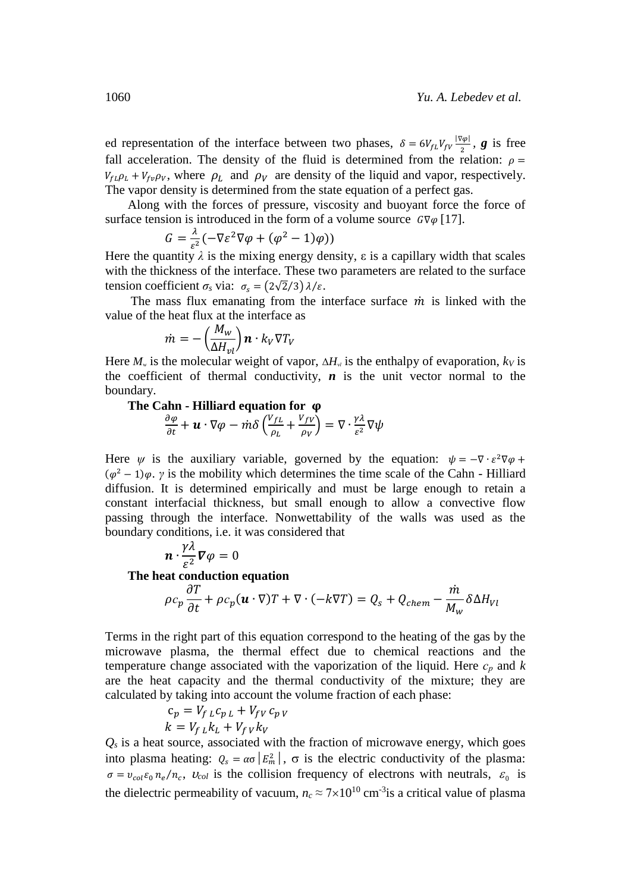ed representation of the interface between two phases, $\delta = 6V_{fL}V_{fV}\frac{|\nabla\varphi|}{2}$, $\boldsymbol{g}$ is free fall acceleration. The density of the fluid is determined from the relation: $\rho = V_{fL}\rho_L + V_{fv}\rho_V$, where $\rho_L$ and $\rho_V$ are density of the liquid and vapor, respectively. The vapor density is determined from the state equation of a perfect gas.

Along with the forces of pressure, viscosity and buoyant force the force of surface tension is introduced in the form of a volume source $G\nabla\varphi$ [17].

$$G = \frac{\lambda}{\varepsilon^2}\left(-\nabla\varepsilon^2\nabla\varphi + (\varphi^2 - 1)\varphi)\right)$$

Here the quantity $\lambda$ is the mixing energy density, ε is a capillary width that scales with the thickness of the interface. These two parameters are related to the surface tension coefficient $\sigma_s$ via: $\sigma_s = \left(2\sqrt{2}/3\right)\lambda/\varepsilon$.

The mass flux emanating from the interface surface $\dot{m}$ is linked with the value of the heat flux at the interface as

$$\dot{m} = -\left(\frac{M_w}{\Delta H_{vl}}\right)\boldsymbol{n}\cdot k_V\nabla T_V$$

Here $M_w$ is the molecular weight of vapor, $\Delta H_{vl}$ is the enthalpy of evaporation, $k_V$ is the coefficient of thermal conductivity, $\boldsymbol{n}$ is the unit vector normal to the boundary.

**The Cahn - Hilliard equation for φ**

$$\frac{\partial\varphi}{\partial t} + \boldsymbol{u}\cdot\nabla\varphi - \dot{m}\delta\left(\frac{V_{fL}}{\rho_L} + \frac{V_{fV}}{\rho_V}\right) = \nabla\cdot\frac{\gamma\lambda}{\varepsilon^2}\nabla\psi$$

Here $\psi$ is the auxiliary variable, governed by the equation: $\psi = -\nabla\cdot\varepsilon^2\nabla\varphi + (\varphi^2 - 1)\varphi$. $\gamma$ is the mobility which determines the time scale of the Cahn - Hilliard diffusion. It is determined empirically and must be large enough to retain a constant interfacial thickness, but small enough to allow a convective flow passing through the interface. Nonwettability of the walls was used as the boundary conditions, i.e. it was considered that

$$\boldsymbol{n}\cdot\frac{\gamma\lambda}{\varepsilon^2}\boldsymbol{\nabla}\varphi = 0$$

**The heat conduction equation**

$$\rho c_p\frac{\partial T}{\partial t} + \rho c_p(\boldsymbol{u}\cdot\nabla)T + \nabla\cdot(-k\nabla T) = Q_s + Q_{chem} - \frac{\dot{m}}{M_w}\delta\Delta H_{Vl}$$

Terms in the right part of this equation correspond to the heating of the gas by the microwave plasma, the thermal effect due to chemical reactions and the temperature change associated with the vaporization of the liquid. Here $c_p$ and $k$ are the heat capacity and the thermal conductivity of the mixture; they are calculated by taking into account the volume fraction of each phase:

$$c_p = V_{fL}c_{pL} + V_{fV}c_{pV}$$

$$k = V_{fL}k_L + V_{fV}k_V$$

$Q_s$ is a heat source, associated with the fraction of microwave energy, which goes into plasma heating: $Q_s = \alpha\sigma\left|E_m^2\right|$, σ is the electric conductivity of the plasma: $\sigma = \upsilon_{col}\varepsilon_0 n_e/n_c$, $\upsilon_{col}$ is the collision frequency of electrons with neutrals, $\varepsilon_0$ is the dielectric permeability of vacuum, $n_c \approx 7\times10^{10}$ cm$^{-3}$is a critical value of plasma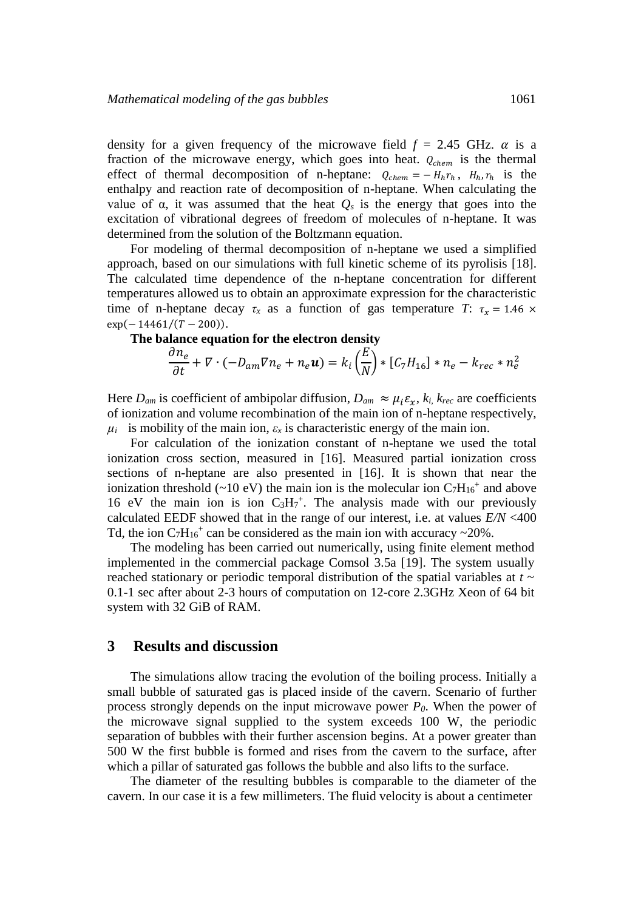density for a given frequency of the microwave field $f$ = 2.45 GHz. $\alpha$ is a fraction of the microwave energy, which goes into heat. $Q_{chem}$ is the thermal effect of thermal decomposition of n-heptane: $Q_{chem} = -H_h r_h$, $H_h, r_h$ is the enthalpy and reaction rate of decomposition of n-heptane. When calculating the value of α, it was assumed that the heat $Q_s$ is the energy that goes into the excitation of vibrational degrees of freedom of molecules of n-heptane. It was determined from the solution of the Boltzmann equation.

For modeling of thermal decomposition of n-heptane we used a simplified approach, based on our simulations with full kinetic scheme of its pyrolisis [18]. The calculated time dependence of the n-heptane concentration for different temperatures allowed us to obtain an approximate expression for the characteristic time of n-heptane decay $\tau_x$ as a function of gas temperature $T$: $\tau_x = 1.46 \times \exp(-14461/(T-200))$.

**The balance equation for the electron density**

$$\frac{\partial n_e}{\partial t} + \nabla \cdot (-D_{am} \nabla n_e + n_e \boldsymbol{u}) = k_i \left(\frac{E}{N}\right) * [C_7H_{16}] * n_e - k_{rec} * n_e^2$$

Here $D_{am}$ is coefficient of ambipolar diffusion, $D_{am} \approx \mu_i \varepsilon_x$, $k_i$, $k_{rec}$ are coefficients of ionization and volume recombination of the main ion of n-heptane respectively, $\mu_i$ is mobility of the main ion, $\varepsilon_x$ is characteristic energy of the main ion.

For calculation of the ionization constant of n-heptane we used the total ionization cross section, measured in [16]. Measured partial ionization cross sections of n-heptane are also presented in [16]. It is shown that near the ionization threshold (~10 eV) the main ion is the molecular ion $C_7H_{16}^+$ and above 16 eV the main ion is ion $C_3H_7^+$. The analysis made with our previously calculated EEDF showed that in the range of our interest, i.e. at values $E/N$ <400 Td, the ion $C_7H_{16}^+$ can be considered as the main ion with accuracy ~20%.

The modeling has been carried out numerically, using finite element method implemented in the commercial package Comsol 3.5a [19]. The system usually reached stationary or periodic temporal distribution of the spatial variables at $t$ ~ 0.1-1 sec after about 2-3 hours of computation on 12-core 2.3GHz Xeon of 64 bit system with 32 GiB of RAM.

## 3 Results and discussion

The simulations allow tracing the evolution of the boiling process. Initially a small bubble of saturated gas is placed inside of the cavern. Scenario of further process strongly depends on the input microwave power $P_0$. When the power of the microwave signal supplied to the system exceeds 100 W, the periodic separation of bubbles with their further ascension begins. At a power greater than 500 W the first bubble is formed and rises from the cavern to the surface, after which a pillar of saturated gas follows the bubble and also lifts to the surface.

The diameter of the resulting bubbles is comparable to the diameter of the cavern. In our case it is a few millimeters. The fluid velocity is about a centimeter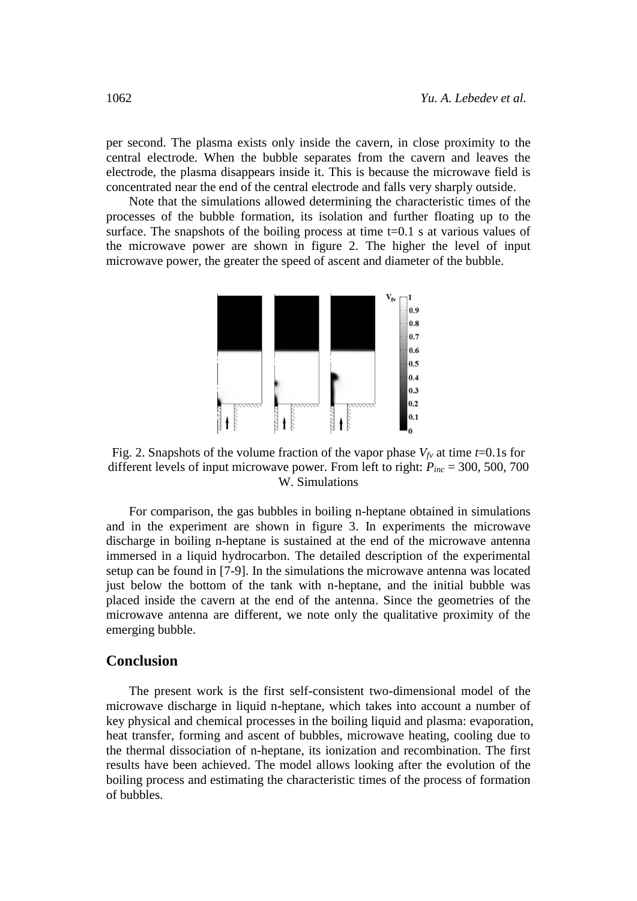per second. The plasma exists only inside the cavern, in close proximity to the central electrode. When the bubble separates from the cavern and leaves the electrode, the plasma disappears inside it. This is because the microwave field is concentrated near the end of the central electrode and falls very sharply outside.

Note that the simulations allowed determining the characteristic times of the processes of the bubble formation, its isolation and further floating up to the surface. The snapshots of the boiling process at time t=0.1 s at various values of the microwave power are shown in figure 2. The higher the level of input microwave power, the greater the speed of ascent and diameter of the bubble.

Fig. 2. Snapshots of the volume fraction of the vapor phase $V_{fv}$ at time $t$=0.1s for different levels of input microwave power. From left to right: $P_{inc}$ = 300, 500, 700 W. Simulations

For comparison, the gas bubbles in boiling n-heptane obtained in simulations and in the experiment are shown in figure 3. In experiments the microwave discharge in boiling n-heptane is sustained at the end of the microwave antenna immersed in a liquid hydrocarbon. The detailed description of the experimental setup can be found in [7-9]. In the simulations the microwave antenna was located just below the bottom of the tank with n-heptane, and the initial bubble was placed inside the cavern at the end of the antenna. Since the geometries of the microwave antenna are different, we note only the qualitative proximity of the emerging bubble.

## Conclusion

The present work is the first self-consistent two-dimensional model of the microwave discharge in liquid n-heptane, which takes into account a number of key physical and chemical processes in the boiling liquid and plasma: evaporation, heat transfer, forming and ascent of bubbles, microwave heating, cooling due to the thermal dissociation of n-heptane, its ionization and recombination. The first results have been achieved. The model allows looking after the evolution of the boiling process and estimating the characteristic times of the process of formation of bubbles.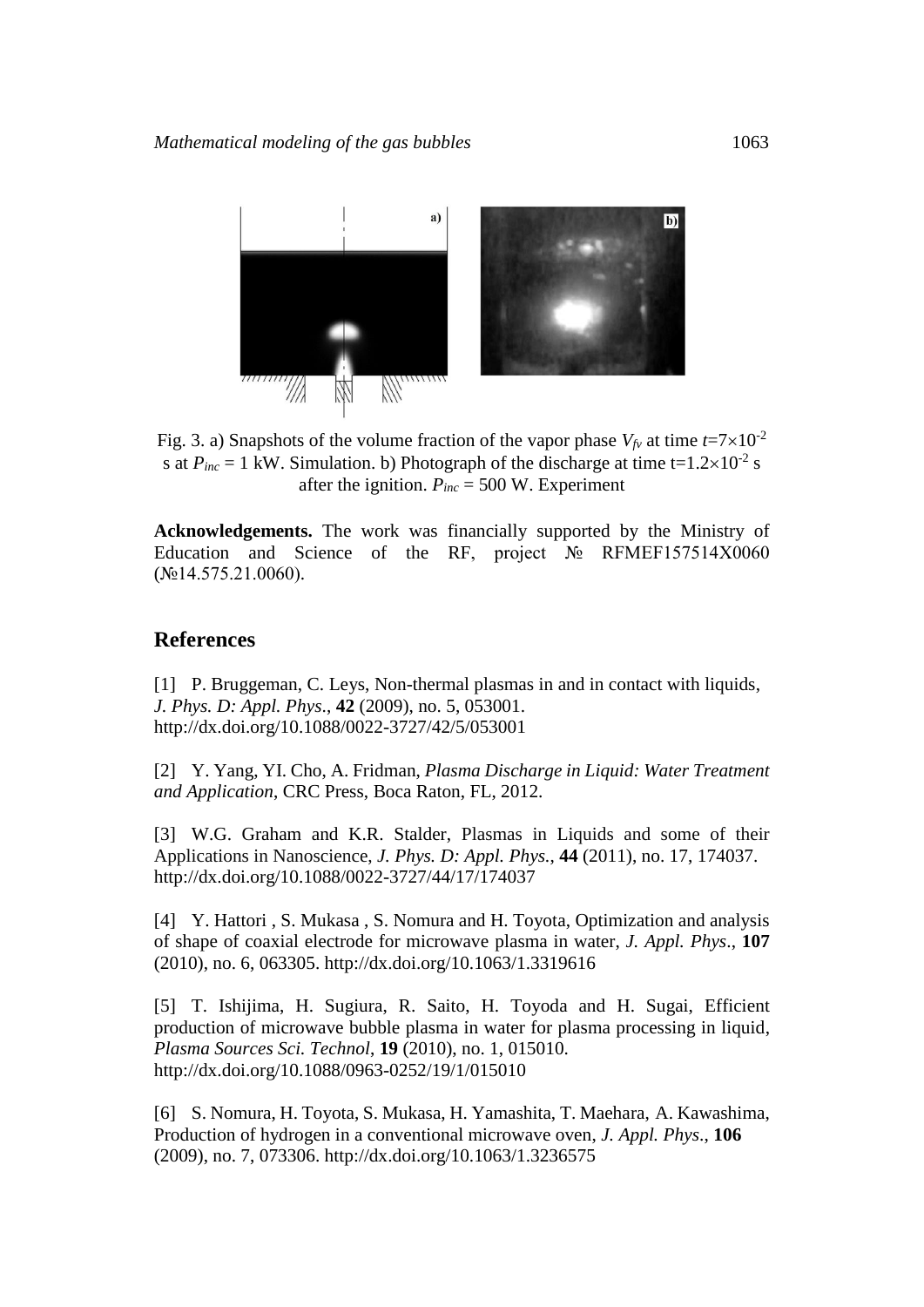Fig. 3. a) Snapshots of the volume fraction of the vapor phase $V_{fv}$ at time $t=7\times10^{-2}$ s at $P_{inc}$ = 1 kW. Simulation. b) Photograph of the discharge at time $t=1.2\times10^{-2}$ s after the ignition. $P_{inc}$ = 500 W. Experiment

**Acknowledgements.** The work was financially supported by the Ministry of Education and Science of the RF, project № RFMEF157514X0060 (№14.575.21.0060).

## References

[1] P. Bruggeman, C. Leys, Non-thermal plasmas in and in contact with liquids, *J. Phys. D: Appl. Phys*., **42** (2009), no. 5, 053001. http://dx.doi.org/10.1088/0022-3727/42/5/053001

[2] Y. Yang, YI. Cho, A. Fridman, *Plasma Discharge in Liquid: Water Treatment and Application*, CRC Press, Boca Raton, FL, 2012.

[3] W.G. Graham and K.R. Stalder, Plasmas in Liquids and some of their Applications in Nanoscience, *J. Phys. D: Appl. Phys.*, **44** (2011), no. 17, 174037. http://dx.doi.org/10.1088/0022-3727/44/17/174037

[4] Y. Hattori , S. Mukasa , S. Nomura and H. Toyota, Optimization and analysis of shape of coaxial electrode for microwave plasma in water, *J. Appl. Phys*., **107** (2010), no. 6, 063305. http://dx.doi.org/10.1063/1.3319616

[5] T. Ishijima, H. Sugiura, R. Saito, H. Toyoda and H. Sugai, Efficient production of microwave bubble plasma in water for plasma processing in liquid, *Plasma Sources Sci. Technol*, **19** (2010), no. 1, 015010. http://dx.doi.org/10.1088/0963-0252/19/1/015010

[6] S. Nomura, H. Toyota, S. Mukasa, H. Yamashita, T. Maehara, A. Kawashima, Production of hydrogen in a conventional microwave oven, *J. Appl. Phys*., **106** (2009), no. 7, 073306. http://dx.doi.org/10.1063/1.3236575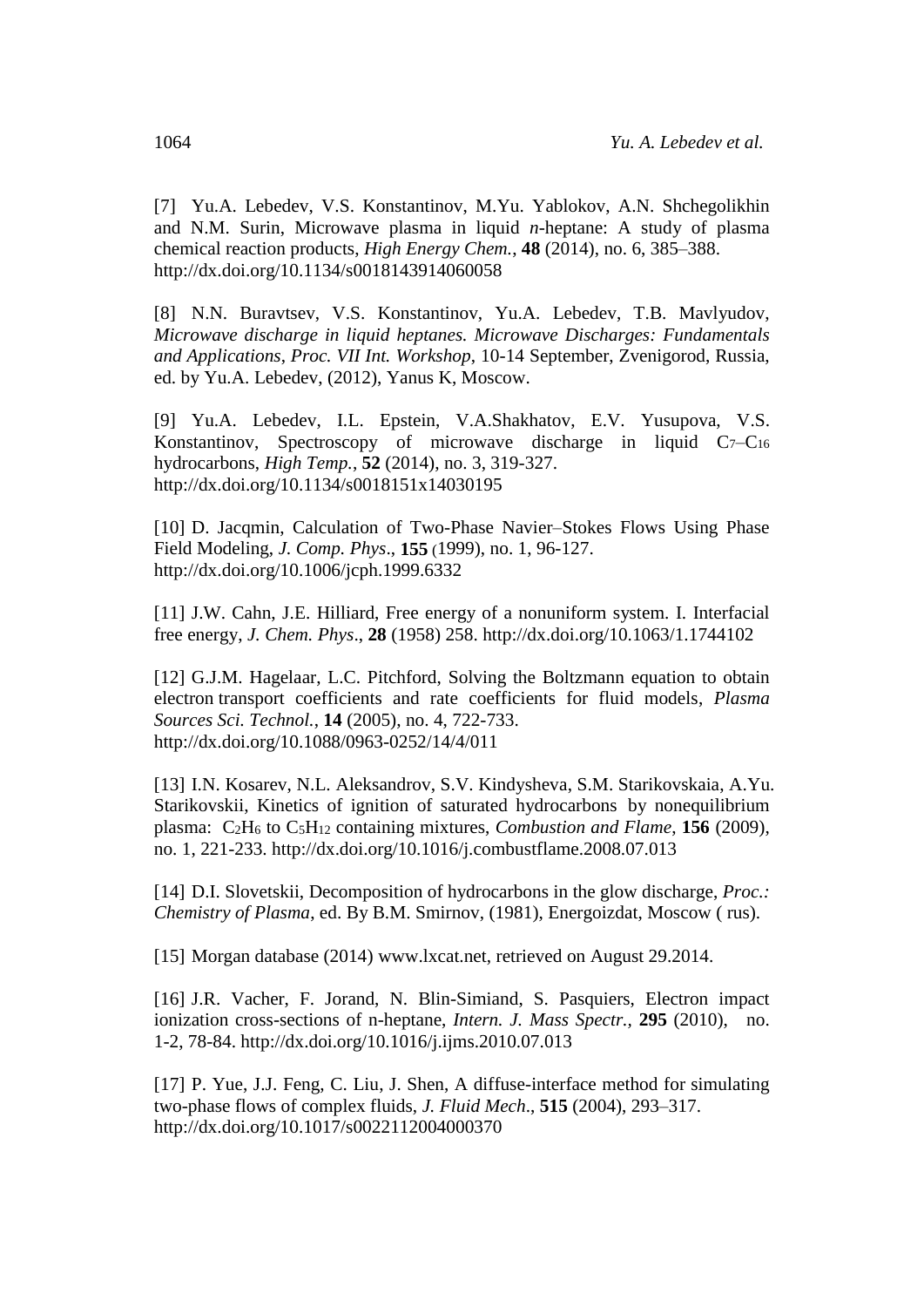[7] Yu.A. Lebedev, V.S. Konstantinov, M.Yu. Yablokov, A.N. Shchegolikhin and N.M. Surin, Microwave plasma in liquid *n*-heptane: A study of plasma chemical reaction products, *High Energy Chem.*, **48** (2014), no. 6, 385–388. http://dx.doi.org/10.1134/s0018143914060058

[8] N.N. Buravtsev, V.S. Konstantinov, Yu.A. Lebedev, T.B. Mavlyudov, *Microwave discharge in liquid heptanes. Microwave Discharges: Fundamentals and Applications*, *Proc. VII Int. Workshop*, 10-14 September, Zvenigorod, Russia, ed. by Yu.A. Lebedev, (2012), Yanus K, Moscow.

[9] Yu.A. Lebedev, I.L. Epstein, V.A.Shakhatov, E.V. Yusupova, V.S. Konstantinov, Spectroscopy of microwave discharge in liquid $C_7$–$C_{16}$ hydrocarbons, *High Temp.*, **52** (2014), no. 3, 319-327. http://dx.doi.org/10.1134/s0018151x14030195

[10] D. Jacqmin, Calculation of Two-Phase Navier–Stokes Flows Using Phase Field Modeling, *J. Comp. Phys*., **155** (1999), no. 1, 96-127. http://dx.doi.org/10.1006/jcph.1999.6332

[11] J.W. Cahn, J.E. Hilliard, Free energy of a nonuniform system. I. Interfacial free energy, *J. Chem. Phys*., **28** (1958) 258. http://dx.doi.org/10.1063/1.1744102

[12] G.J.M. Hagelaar, L.C. Pitchford, Solving the Boltzmann equation to obtain electron transport coefficients and rate coefficients for fluid models, *Plasma Sources Sci. Technol.*, **14** (2005), no. 4, 722-733. http://dx.doi.org/10.1088/0963-0252/14/4/011

[13] I.N. Kosarev, N.L. Aleksandrov, S.V. Kindysheva, S.M. Starikovskaia, A.Yu. Starikovskii, Kinetics of ignition of saturated hydrocarbons by nonequilibrium plasma: $C_2H_6$ to $C_5H_{12}$ containing mixtures, *Combustion and Flame*, **156** (2009), no. 1, 221-233. http://dx.doi.org/10.1016/j.combustflame.2008.07.013

[14] D.I. Slovetskii, Decomposition of hydrocarbons in the glow discharge, *Proc.: Chemistry of Plasma*, ed. By B.M. Smirnov, (1981), Energoizdat, Moscow ( rus).

[15] Morgan database (2014) www.lxcat.net, retrieved on August 29.2014.

[16] J.R. Vacher, F. Jorand, N. Blin-Simiand, S. Pasquiers, Electron impact ionization cross-sections of n-heptane, *Intern. J. Mass Spectr.,* **295** (2010), no. 1-2, 78-84. http://dx.doi.org/10.1016/j.ijms.2010.07.013

[17] P. Yue, J.J. Feng, C. Liu, J. Shen, A diffuse-interface method for simulating two-phase flows of complex fluids, *J. Fluid Mech*., **515** (2004), 293–317. http://dx.doi.org/10.1017/s0022112004000370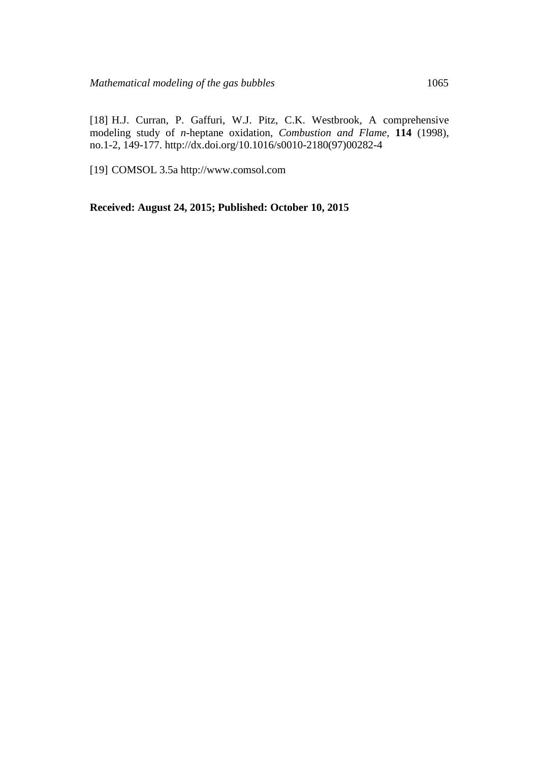[18] H.J. Curran, P. Gaffuri, W.J. Pitz, C.K. Westbrook, A comprehensive modeling study of *n*-heptane oxidation, *Combustion and Flame*, **114** (1998), no.1-2, 149-177. http://dx.doi.org/10.1016/s0010-2180(97)00282-4

[19] COMSOL 3.5a http://www.comsol.com

**Received: August 24, 2015; Published: October 10, 2015**